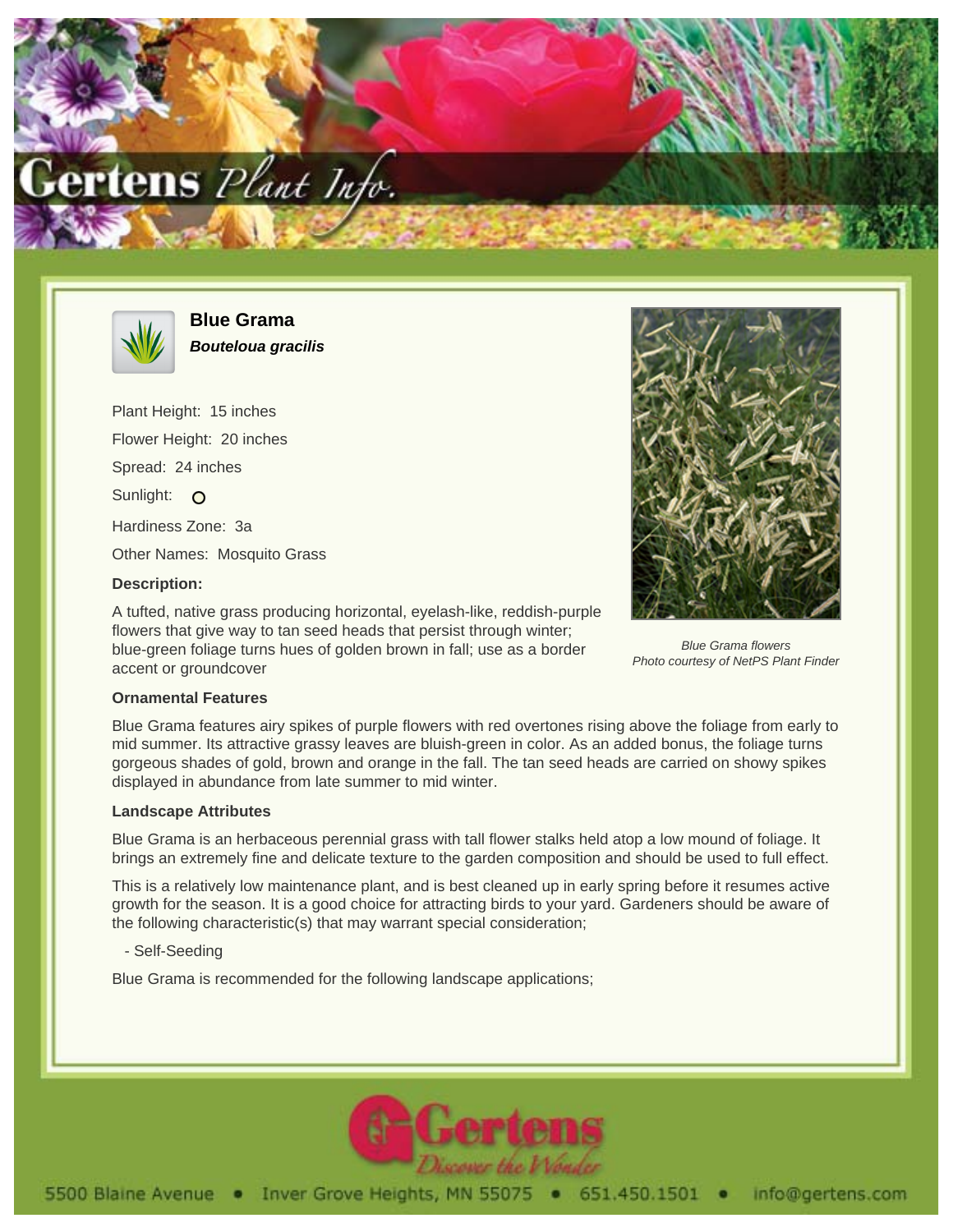# Blue Grama

***Bouteloua gracilis***

Plant Height: 15 inches

Flower Height: 20 inches

Spread: 24 inches

Sunlight: O

Hardiness Zone: 3a

Other Names: Mosquito Grass

**Description:**

A tufted, native grass producing horizontal, eyelash-like, reddish-purple flowers that give way to tan seed heads that persist through winter; blue-green foliage turns hues of golden brown in fall; use as a border accent or groundcover

*Blue Grama flowers*
*Photo courtesy of NetPS Plant Finder*

**Ornamental Features**

Blue Grama features airy spikes of purple flowers with red overtones rising above the foliage from early to mid summer. Its attractive grassy leaves are bluish-green in color. As an added bonus, the foliage turns gorgeous shades of gold, brown and orange in the fall. The tan seed heads are carried on showy spikes displayed in abundance from late summer to mid winter.

**Landscape Attributes**

Blue Grama is an herbaceous perennial grass with tall flower stalks held atop a low mound of foliage. It brings an extremely fine and delicate texture to the garden composition and should be used to full effect.

This is a relatively low maintenance plant, and is best cleaned up in early spring before it resumes active growth for the season. It is a good choice for attracting birds to your yard. Gardeners should be aware of the following characteristic(s) that may warrant special consideration;

- Self-Seeding

Blue Grama is recommended for the following landscape applications;

Gertens — Discover the Wonder

5500 Blaine Avenue • Inver Grove Heights, MN 55075 • 651.450.1501 • info@gertens.com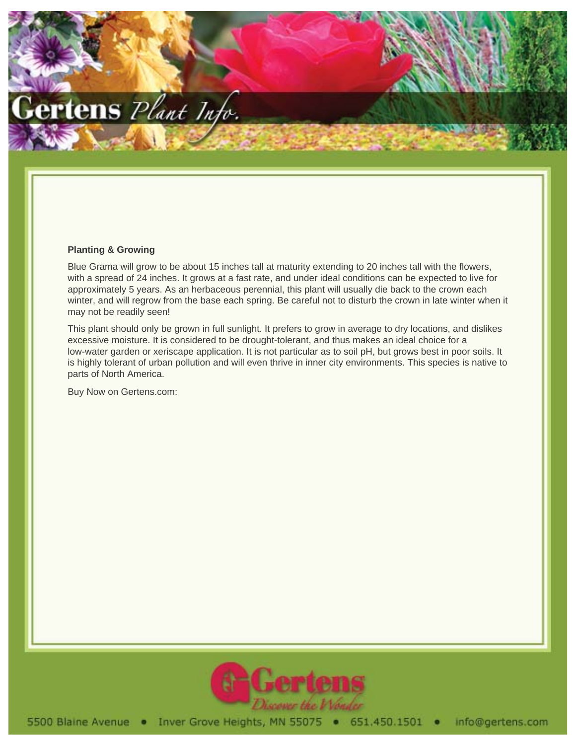### Planting & Growing

Blue Grama will grow to be about 15 inches tall at maturity extending to 20 inches tall with the flowers, with a spread of 24 inches. It grows at a fast rate, and under ideal conditions can be expected to live for approximately 5 years. As an herbaceous perennial, this plant will usually die back to the crown each winter, and will regrow from the base each spring. Be careful not to disturb the crown in late winter when it may not be readily seen!

This plant should only be grown in full sunlight. It prefers to grow in average to dry locations, and dislikes excessive moisture. It is considered to be drought-tolerant, and thus makes an ideal choice for a low-water garden or xeriscape application. It is not particular as to soil pH, but grows best in poor soils. It is highly tolerant of urban pollution and will even thrive in inner city environments. This species is native to parts of North America.

Buy Now on Gertens.com: